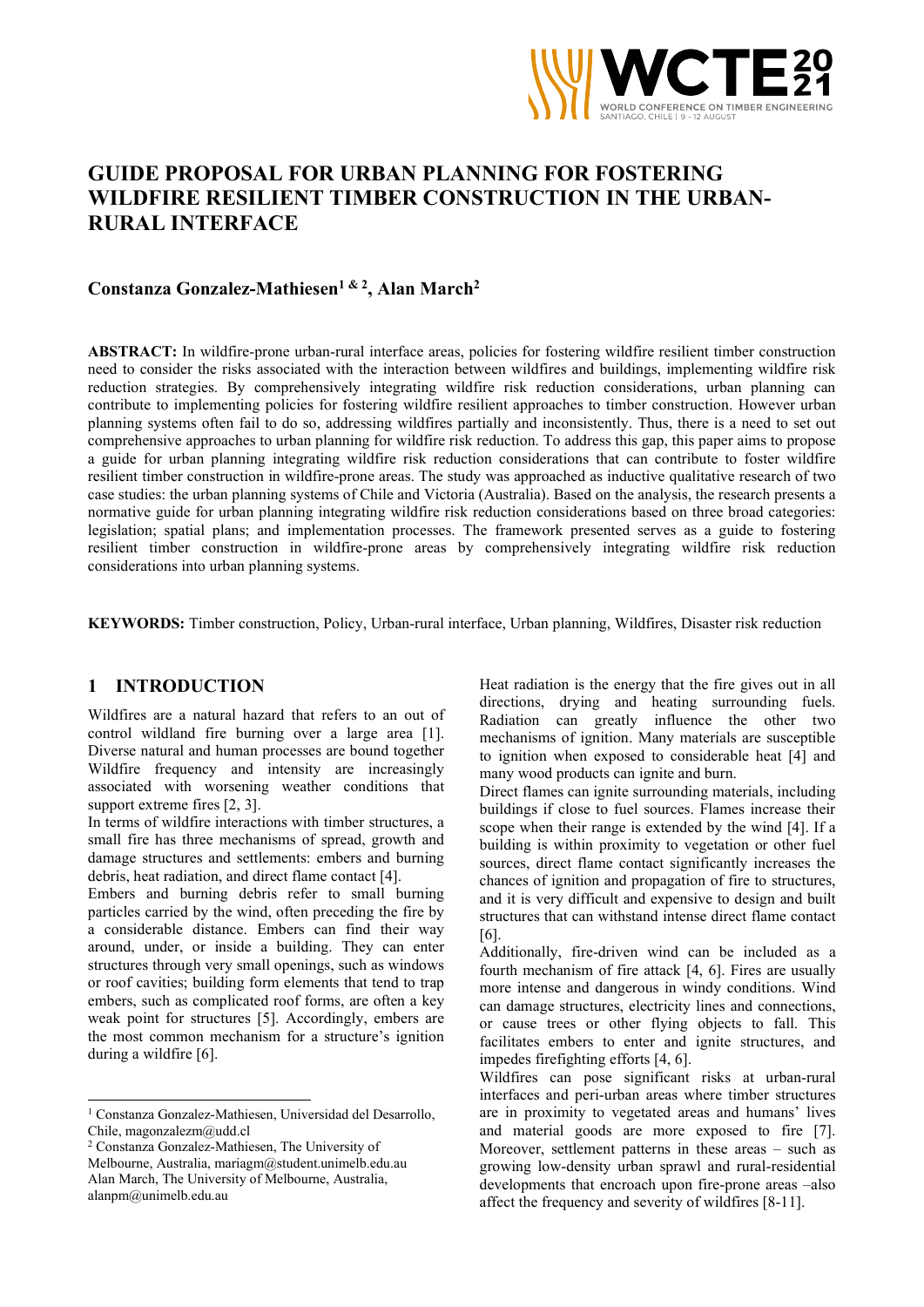# GUIDE PROPOSAL FOR URBAN PLANNING FOR FOSTERING WILDFIRE RESILIENT TIMBER CONSTRUCTION IN THE URBAN-RURAL INTERFACE

**Constanza Gonzalez-Mathiesen[1 & 2], Alan March[2]**

**ABSTRACT:** In wildfire-prone urban-rural interface areas, policies for fostering wildfire resilient timber construction need to consider the risks associated with the interaction between wildfires and buildings, implementing wildfire risk reduction strategies. By comprehensively integrating wildfire risk reduction considerations, urban planning can contribute to implementing policies for fostering wildfire resilient approaches to timber construction. However urban planning systems often fail to do so, addressing wildfires partially and inconsistently. Thus, there is a need to set out comprehensive approaches to urban planning for wildfire risk reduction. To address this gap, this paper aims to propose a guide for urban planning integrating wildfire risk reduction considerations that can contribute to foster wildfire resilient timber construction in wildfire-prone areas. The study was approached as inductive qualitative research of two case studies: the urban planning systems of Chile and Victoria (Australia). Based on the analysis, the research presents a normative guide for urban planning integrating wildfire risk reduction considerations based on three broad categories: legislation; spatial plans; and implementation processes. The framework presented serves as a guide to fostering resilient timber construction in wildfire-prone areas by comprehensively integrating wildfire risk reduction considerations into urban planning systems.

**KEYWORDS:** Timber construction, Policy, Urban-rural interface, Urban planning, Wildfires, Disaster risk reduction

## 1 INTRODUCTION

Wildfires are a natural hazard that refers to an out of control wildland fire burning over a large area [1]. Diverse natural and human processes are bound together Wildfire frequency and intensity are increasingly associated with worsening weather conditions that support extreme fires [2, 3].

In terms of wildfire interactions with timber structures, a small fire has three mechanisms of spread, growth and damage structures and settlements: embers and burning debris, heat radiation, and direct flame contact [4].

Embers and burning debris refer to small burning particles carried by the wind, often preceding the fire by a considerable distance. Embers can find their way around, under, or inside a building. They can enter structures through very small openings, such as windows or roof cavities; building form elements that tend to trap embers, such as complicated roof forms, are often a key weak point for structures [5]. Accordingly, embers are the most common mechanism for a structure's ignition during a wildfire [6].

Heat radiation is the energy that the fire gives out in all directions, drying and heating surrounding fuels. Radiation can greatly influence the other two mechanisms of ignition. Many materials are susceptible to ignition when exposed to considerable heat [4] and many wood products can ignite and burn.

Direct flames can ignite surrounding materials, including buildings if close to fuel sources. Flames increase their scope when their range is extended by the wind [4]. If a building is within proximity to vegetation or other fuel sources, direct flame contact significantly increases the chances of ignition and propagation of fire to structures, and it is very difficult and expensive to design and built structures that can withstand intense direct flame contact [6].

Additionally, fire-driven wind can be included as a fourth mechanism of fire attack [4, 6]. Fires are usually more intense and dangerous in windy conditions. Wind can damage structures, electricity lines and connections, or cause trees or other flying objects to fall. This facilitates embers to enter and ignite structures, and impedes firefighting efforts [4, 6].

Wildfires can pose significant risks at urban-rural interfaces and peri-urban areas where timber structures are in proximity to vegetated areas and humans' lives and material goods are more exposed to fire [7]. Moreover, settlement patterns in these areas – such as growing low-density urban sprawl and rural-residential developments that encroach upon fire-prone areas –also affect the frequency and severity of wildfires [8-11].

---

[1] Constanza Gonzalez-Mathiesen, Universidad del Desarrollo, Chile, magonzalezm@udd.cl

[2] Constanza Gonzalez-Mathiesen, The University of Melbourne, Australia, mariagm@student.unimelb.edu.au
Alan March, The University of Melbourne, Australia, alanpm@unimelb.edu.au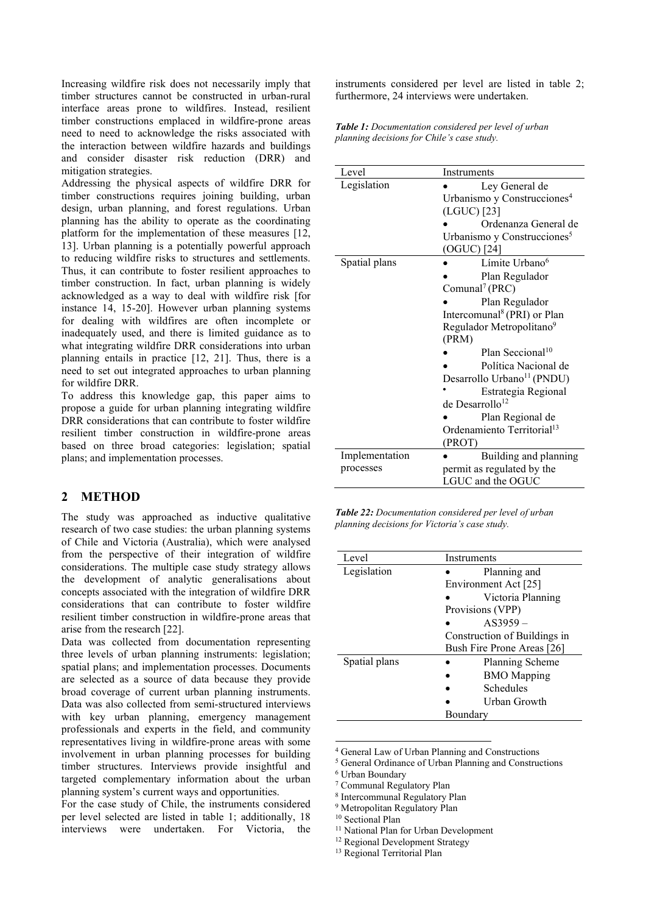Increasing wildfire risk does not necessarily imply that timber structures cannot be constructed in urban-rural interface areas prone to wildfires. Instead, resilient timber constructions emplaced in wildfire-prone areas need to need to acknowledge the risks associated with the interaction between wildfire hazards and buildings and consider disaster risk reduction (DRR) and mitigation strategies.

Addressing the physical aspects of wildfire DRR for timber constructions requires joining building, urban design, urban planning, and forest regulations. Urban planning has the ability to operate as the coordinating platform for the implementation of these measures [12, 13]. Urban planning is a potentially powerful approach to reducing wildfire risks to structures and settlements. Thus, it can contribute to foster resilient approaches to timber construction. In fact, urban planning is widely acknowledged as a way to deal with wildfire risk [for instance 14, 15-20]. However urban planning systems for dealing with wildfires are often incomplete or inadequately used, and there is limited guidance as to what integrating wildfire DRR considerations into urban planning entails in practice [12, 21]. Thus, there is a need to set out integrated approaches to urban planning for wildfire DRR.

To address this knowledge gap, this paper aims to propose a guide for urban planning integrating wildfire DRR considerations that can contribute to foster wildfire resilient timber construction in wildfire-prone areas based on three broad categories: legislation; spatial plans; and implementation processes.

## 2 METHOD

The study was approached as inductive qualitative research of two case studies: the urban planning systems of Chile and Victoria (Australia), which were analysed from the perspective of their integration of wildfire considerations. The multiple case study strategy allows the development of analytic generalisations about concepts associated with the integration of wildfire DRR considerations that can contribute to foster wildfire resilient timber construction in wildfire-prone areas that arise from the research [22].

Data was collected from documentation representing three levels of urban planning instruments: legislation; spatial plans; and implementation processes. Documents are selected as a source of data because they provide broad coverage of current urban planning instruments. Data was also collected from semi-structured interviews with key urban planning, emergency management professionals and experts in the field, and community representatives living in wildfire-prone areas with some involvement in urban planning processes for building timber structures. Interviews provide insightful and targeted complementary information about the urban planning system's current ways and opportunities.

For the case study of Chile, the instruments considered per level selected are listed in table 1; additionally, 18 interviews were undertaken. For Victoria, the instruments considered per level are listed in table 2; furthermore, 24 interviews were undertaken.

***Table 1:*** *Documentation considered per level of urban planning decisions for Chile's case study.*

| Level | Instruments |
|---|---|
| Legislation | • Ley General de Urbanismo y Construcciones[4] (LGUC) [23]<br>• Ordenanza General de Urbanismo y Construcciones[5] (OGUC) [24] |
| Spatial plans | • Límite Urbano[6]<br>• Plan Regulador Comunal[7] (PRC)<br>• Plan Regulador Intercomunal[8] (PRI) or Plan Regulador Metropolitano[9] (PRM)<br>• Plan Seccional[10]<br>• Política Nacional de Desarrollo Urbano[11] (PNDU)<br>• Estrategia Regional de Desarrollo[12]<br>• Plan Regional de Ordenamiento Territorial[13] (PROT) |
| Implementation processes | • Building and planning permit as regulated by the LGUC and the OGUC |

***Table 22:*** *Documentation considered per level of urban planning decisions for Victoria's case study.*

| Level | Instruments |
|---|---|
| Legislation | • Planning and Environment Act [25]<br>• Victoria Planning Provisions (VPP)<br>• AS3959 – Construction of Buildings in Bush Fire Prone Areas [26] |
| Spatial plans | • Planning Scheme<br>• BMO Mapping<br>• Schedules<br>• Urban Growth Boundary |

[4] General Law of Urban Planning and Constructions
[5] General Ordinance of Urban Planning and Constructions
[6] Urban Boundary
[7] Communal Regulatory Plan
[8] Intercommunal Regulatory Plan
[9] Metropolitan Regulatory Plan
[10] Sectional Plan
[11] National Plan for Urban Development
[12] Regional Development Strategy
[13] Regional Territorial Plan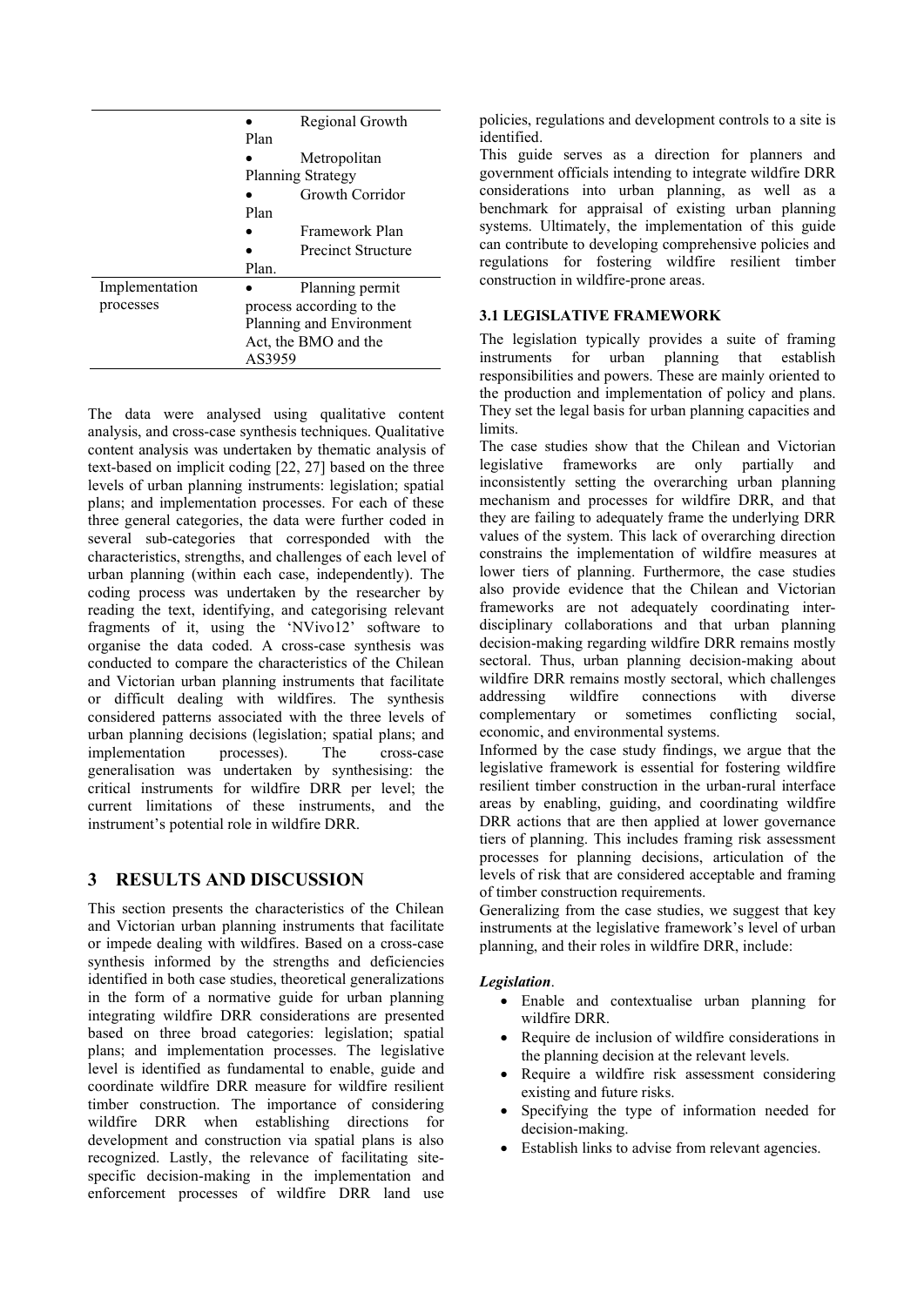| | |
|---|---|
| | • Regional Growth Plan<br>• Metropolitan Planning Strategy<br>• Growth Corridor Plan<br>• Framework Plan<br>• Precinct Structure Plan. |
| Implementation processes | • Planning permit process according to the Planning and Environment Act, the BMO and the AS3959 |

The data were analysed using qualitative content analysis, and cross-case synthesis techniques. Qualitative content analysis was undertaken by thematic analysis of text-based on implicit coding [22, 27] based on the three levels of urban planning instruments: legislation; spatial plans; and implementation processes. For each of these three general categories, the data were further coded in several sub-categories that corresponded with the characteristics, strengths, and challenges of each level of urban planning (within each case, independently). The coding process was undertaken by the researcher by reading the text, identifying, and categorising relevant fragments of it, using the 'NVivo12' software to organise the data coded. A cross-case synthesis was conducted to compare the characteristics of the Chilean and Victorian urban planning instruments that facilitate or difficult dealing with wildfires. The synthesis considered patterns associated with the three levels of urban planning decisions (legislation; spatial plans; and implementation processes). The cross-case generalisation was undertaken by synthesising: the critical instruments for wildfire DRR per level; the current limitations of these instruments, and the instrument's potential role in wildfire DRR.

## 3 RESULTS AND DISCUSSION

This section presents the characteristics of the Chilean and Victorian urban planning instruments that facilitate or impede dealing with wildfires. Based on a cross-case synthesis informed by the strengths and deficiencies identified in both case studies, theoretical generalizations in the form of a normative guide for urban planning integrating wildfire DRR considerations are presented based on three broad categories: legislation; spatial plans; and implementation processes. The legislative level is identified as fundamental to enable, guide and coordinate wildfire DRR measure for wildfire resilient timber construction. The importance of considering wildfire DRR when establishing directions for development and construction via spatial plans is also recognized. Lastly, the relevance of facilitating site-specific decision-making in the implementation and enforcement processes of wildfire DRR land use policies, regulations and development controls to a site is identified.

This guide serves as a direction for planners and government officials intending to integrate wildfire DRR considerations into urban planning, as well as a benchmark for appraisal of existing urban planning systems. Ultimately, the implementation of this guide can contribute to developing comprehensive policies and regulations for fostering wildfire resilient timber construction in wildfire-prone areas.

### 3.1 LEGISLATIVE FRAMEWORK

The legislation typically provides a suite of framing instruments for urban planning that establish responsibilities and powers. These are mainly oriented to the production and implementation of policy and plans. They set the legal basis for urban planning capacities and limits.

The case studies show that the Chilean and Victorian legislative frameworks are only partially and inconsistently setting the overarching urban planning mechanism and processes for wildfire DRR, and that they are failing to adequately frame the underlying DRR values of the system. This lack of overarching direction constrains the implementation of wildfire measures at lower tiers of planning. Furthermore, the case studies also provide evidence that the Chilean and Victorian frameworks are not adequately coordinating inter-disciplinary collaborations and that urban planning decision-making regarding wildfire DRR remains mostly sectoral. Thus, urban planning decision-making about wildfire DRR remains mostly sectoral, which challenges addressing wildfire connections with diverse complementary or sometimes conflicting social, economic, and environmental systems.

Informed by the case study findings, we argue that the legislative framework is essential for fostering wildfire resilient timber construction in the urban-rural interface areas by enabling, guiding, and coordinating wildfire DRR actions that are then applied at lower governance tiers of planning. This includes framing risk assessment processes for planning decisions, articulation of the levels of risk that are considered acceptable and framing of timber construction requirements.

Generalizing from the case studies, we suggest that key instruments at the legislative framework's level of urban planning, and their roles in wildfire DRR, include:

***Legislation***.

- Enable and contextualise urban planning for wildfire DRR.
- Require de inclusion of wildfire considerations in the planning decision at the relevant levels.
- Require a wildfire risk assessment considering existing and future risks.
- Specifying the type of information needed for decision-making.
- Establish links to advise from relevant agencies.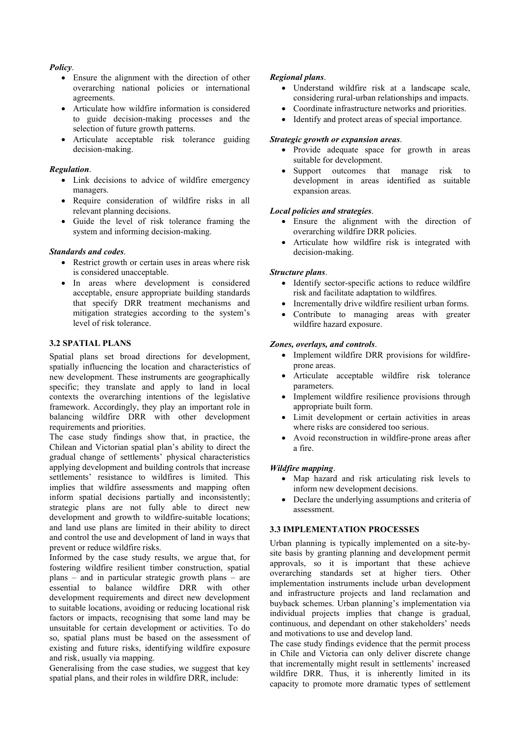*Policy*.

- Ensure the alignment with the direction of other overarching national policies or international agreements.
- Articulate how wildfire information is considered to guide decision-making processes and the selection of future growth patterns.
- Articulate acceptable risk tolerance guiding decision-making.

*Regulation*.

- Link decisions to advice of wildfire emergency managers.
- Require consideration of wildfire risks in all relevant planning decisions.
- Guide the level of risk tolerance framing the system and informing decision-making.

*Standards and codes*.

- Restrict growth or certain uses in areas where risk is considered unacceptable.
- In areas where development is considered acceptable, ensure appropriate building standards that specify DRR treatment mechanisms and mitigation strategies according to the system's level of risk tolerance.

### 3.2 SPATIAL PLANS

Spatial plans set broad directions for development, spatially influencing the location and characteristics of new development. These instruments are geographically specific; they translate and apply to land in local contexts the overarching intentions of the legislative framework. Accordingly, they play an important role in balancing wildfire DRR with other development requirements and priorities.

The case study findings show that, in practice, the Chilean and Victorian spatial plan's ability to direct the gradual change of settlements' physical characteristics applying development and building controls that increase settlements' resistance to wildfires is limited. This implies that wildfire assessments and mapping often inform spatial decisions partially and inconsistently; strategic plans are not fully able to direct new development and growth to wildfire-suitable locations; and land use plans are limited in their ability to direct and control the use and development of land in ways that prevent or reduce wildfire risks.

Informed by the case study results, we argue that, for fostering wildfire resilient timber construction, spatial plans – and in particular strategic growth plans – are essential to balance wildfire DRR with other development requirements and direct new development to suitable locations, avoiding or reducing locational risk factors or impacts, recognising that some land may be unsuitable for certain development or activities. To do so, spatial plans must be based on the assessment of existing and future risks, identifying wildfire exposure and risk, usually via mapping.

Generalising from the case studies, we suggest that key spatial plans, and their roles in wildfire DRR, include:

*Regional plans*.

- Understand wildfire risk at a landscape scale, considering rural-urban relationships and impacts.
- Coordinate infrastructure networks and priorities.
- Identify and protect areas of special importance.

*Strategic growth or expansion areas*.

- Provide adequate space for growth in areas suitable for development.
- Support outcomes that manage risk to development in areas identified as suitable expansion areas.

*Local policies and strategies*.

- Ensure the alignment with the direction of overarching wildfire DRR policies.
- Articulate how wildfire risk is integrated with decision-making.

*Structure plans*.

- Identify sector-specific actions to reduce wildfire risk and facilitate adaptation to wildfires.
- Incrementally drive wildfire resilient urban forms.
- Contribute to managing areas with greater wildfire hazard exposure.

*Zones, overlays, and controls*.

- Implement wildfire DRR provisions for wildfire-prone areas.
- Articulate acceptable wildfire risk tolerance parameters.
- Implement wildfire resilience provisions through appropriate built form.
- Limit development or certain activities in areas where risks are considered too serious.
- Avoid reconstruction in wildfire-prone areas after a fire.

*Wildfire mapping*.

- Map hazard and risk articulating risk levels to inform new development decisions.
- Declare the underlying assumptions and criteria of assessment.

### 3.3 IMPLEMENTATION PROCESSES

Urban planning is typically implemented on a site-by-site basis by granting planning and development permit approvals, so it is important that these achieve overarching standards set at higher tiers. Other implementation instruments include urban development and infrastructure projects and land reclamation and buyback schemes. Urban planning's implementation via individual projects implies that change is gradual, continuous, and dependant on other stakeholders' needs and motivations to use and develop land.

The case study findings evidence that the permit process in Chile and Victoria can only deliver discrete change that incrementally might result in settlements' increased wildfire DRR. Thus, it is inherently limited in its capacity to promote more dramatic types of settlement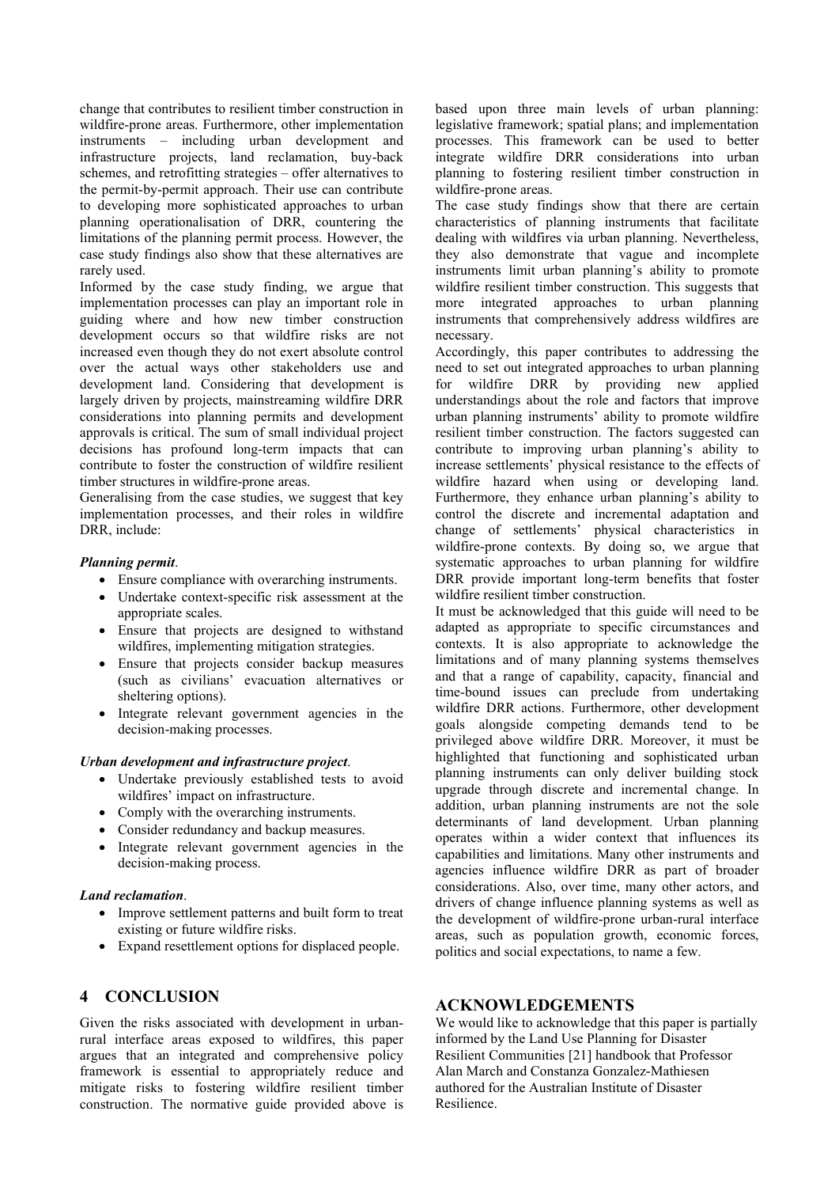change that contributes to resilient timber construction in wildfire-prone areas. Furthermore, other implementation instruments – including urban development and infrastructure projects, land reclamation, buy-back schemes, and retrofitting strategies – offer alternatives to the permit-by-permit approach. Their use can contribute to developing more sophisticated approaches to urban planning operationalisation of DRR, countering the limitations of the planning permit process. However, the case study findings also show that these alternatives are rarely used.

Informed by the case study finding, we argue that implementation processes can play an important role in guiding where and how new timber construction development occurs so that wildfire risks are not increased even though they do not exert absolute control over the actual ways other stakeholders use and development land. Considering that development is largely driven by projects, mainstreaming wildfire DRR considerations into planning permits and development approvals is critical. The sum of small individual project decisions has profound long-term impacts that can contribute to foster the construction of wildfire resilient timber structures in wildfire-prone areas.

Generalising from the case studies, we suggest that key implementation processes, and their roles in wildfire DRR, include:

***Planning permit*.**

- Ensure compliance with overarching instruments.
- Undertake context-specific risk assessment at the appropriate scales.
- Ensure that projects are designed to withstand wildfires, implementing mitigation strategies.
- Ensure that projects consider backup measures (such as civilians' evacuation alternatives or sheltering options).
- Integrate relevant government agencies in the decision-making processes.

***Urban development and infrastructure project*.**

- Undertake previously established tests to avoid wildfires' impact on infrastructure.
- Comply with the overarching instruments.
- Consider redundancy and backup measures.
- Integrate relevant government agencies in the decision-making process.

***Land reclamation*.**

- Improve settlement patterns and built form to treat existing or future wildfire risks.
- Expand resettlement options for displaced people.

## 4 CONCLUSION

Given the risks associated with development in urban-rural interface areas exposed to wildfires, this paper argues that an integrated and comprehensive policy framework is essential to appropriately reduce and mitigate risks to fostering wildfire resilient timber construction. The normative guide provided above is based upon three main levels of urban planning: legislative framework; spatial plans; and implementation processes. This framework can be used to better integrate wildfire DRR considerations into urban planning to fostering resilient timber construction in wildfire-prone areas.

The case study findings show that there are certain characteristics of planning instruments that facilitate dealing with wildfires via urban planning. Nevertheless, they also demonstrate that vague and incomplete instruments limit urban planning's ability to promote wildfire resilient timber construction. This suggests that more integrated approaches to urban planning instruments that comprehensively address wildfires are necessary.

Accordingly, this paper contributes to addressing the need to set out integrated approaches to urban planning for wildfire DRR by providing new applied understandings about the role and factors that improve urban planning instruments' ability to promote wildfire resilient timber construction. The factors suggested can contribute to improving urban planning's ability to increase settlements' physical resistance to the effects of wildfire hazard when using or developing land. Furthermore, they enhance urban planning's ability to control the discrete and incremental adaptation and change of settlements' physical characteristics in wildfire-prone contexts. By doing so, we argue that systematic approaches to urban planning for wildfire DRR provide important long-term benefits that foster wildfire resilient timber construction.

It must be acknowledged that this guide will need to be adapted as appropriate to specific circumstances and contexts. It is also appropriate to acknowledge the limitations and of many planning systems themselves and that a range of capability, capacity, financial and time-bound issues can preclude from undertaking wildfire DRR actions. Furthermore, other development goals alongside competing demands tend to be privileged above wildfire DRR. Moreover, it must be highlighted that functioning and sophisticated urban planning instruments can only deliver building stock upgrade through discrete and incremental change. In addition, urban planning instruments are not the sole determinants of land development. Urban planning operates within a wider context that influences its capabilities and limitations. Many other instruments and agencies influence wildfire DRR as part of broader considerations. Also, over time, many other actors, and drivers of change influence planning systems as well as the development of wildfire-prone urban-rural interface areas, such as population growth, economic forces, politics and social expectations, to name a few.

## ACKNOWLEDGEMENTS

We would like to acknowledge that this paper is partially informed by the Land Use Planning for Disaster Resilient Communities [21] handbook that Professor Alan March and Constanza Gonzalez-Mathiesen authored for the Australian Institute of Disaster Resilience.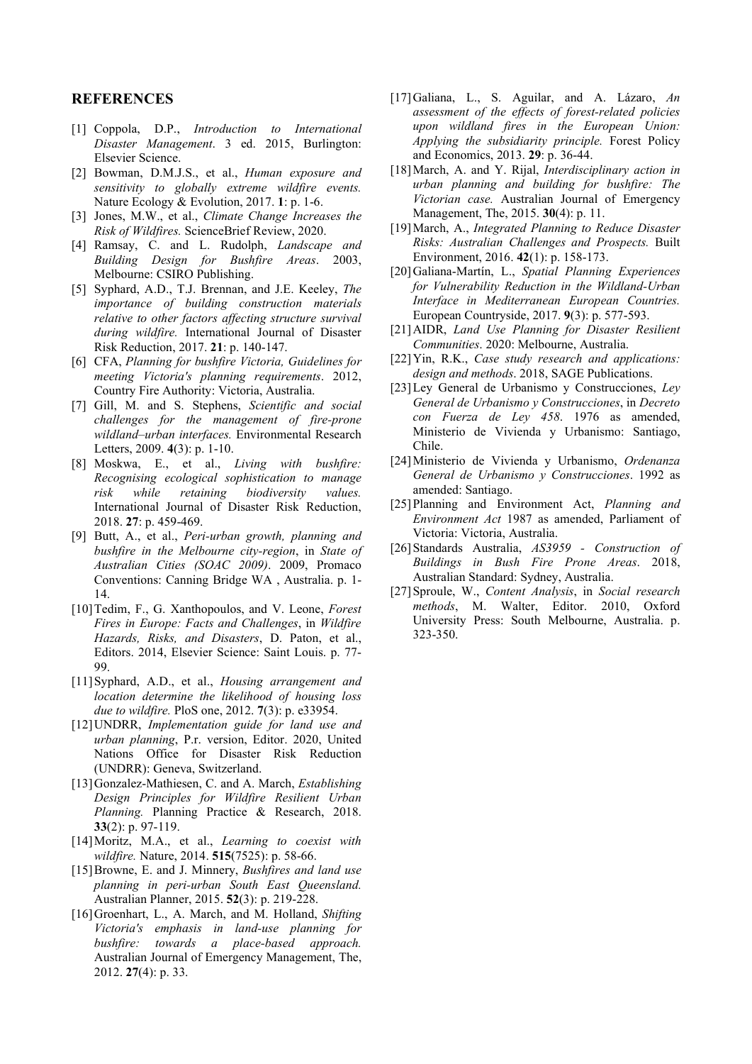## REFERENCES

[1] Coppola, D.P., *Introduction to International Disaster Management*. 3 ed. 2015, Burlington: Elsevier Science.

[2] Bowman, D.M.J.S., et al., *Human exposure and sensitivity to globally extreme wildfire events.* Nature Ecology & Evolution, 2017. **1**: p. 1-6.

[3] Jones, M.W., et al., *Climate Change Increases the Risk of Wildfires.* ScienceBrief Review, 2020.

[4] Ramsay, C. and L. Rudolph, *Landscape and Building Design for Bushfire Areas*. 2003, Melbourne: CSIRO Publishing.

[5] Syphard, A.D., T.J. Brennan, and J.E. Keeley, *The importance of building construction materials relative to other factors affecting structure survival during wildfire.* International Journal of Disaster Risk Reduction, 2017. **21**: p. 140-147.

[6] CFA, *Planning for bushfire Victoria, Guidelines for meeting Victoria's planning requirements*. 2012, Country Fire Authority: Victoria, Australia.

[7] Gill, M. and S. Stephens, *Scientific and social challenges for the management of fire-prone wildland–urban interfaces.* Environmental Research Letters, 2009. **4**(3): p. 1-10.

[8] Moskwa, E., et al., *Living with bushfire: Recognising ecological sophistication to manage risk while retaining biodiversity values.* International Journal of Disaster Risk Reduction, 2018. **27**: p. 459-469.

[9] Butt, A., et al., *Peri-urban growth, planning and bushfire in the Melbourne city-region*, in *State of Australian Cities (SOAC 2009)*. 2009, Promaco Conventions: Canning Bridge WA , Australia. p. 1-14.

[10] Tedim, F., G. Xanthopoulos, and V. Leone, *Forest Fires in Europe: Facts and Challenges*, in *Wildfire Hazards, Risks, and Disasters*, D. Paton, et al., Editors. 2014, Elsevier Science: Saint Louis. p. 77-99.

[11] Syphard, A.D., et al., *Housing arrangement and location determine the likelihood of housing loss due to wildfire.* PloS one, 2012. **7**(3): p. e33954.

[12] UNDRR, *Implementation guide for land use and urban planning*, P.r. version, Editor. 2020, United Nations Office for Disaster Risk Reduction (UNDRR): Geneva, Switzerland.

[13] Gonzalez-Mathiesen, C. and A. March, *Establishing Design Principles for Wildfire Resilient Urban Planning.* Planning Practice & Research, 2018. **33**(2): p. 97-119.

[14] Moritz, M.A., et al., *Learning to coexist with wildfire.* Nature, 2014. **515**(7525): p. 58-66.

[15] Browne, E. and J. Minnery, *Bushfires and land use planning in peri-urban South East Queensland.* Australian Planner, 2015. **52**(3): p. 219-228.

[16] Groenhart, L., A. March, and M. Holland, *Shifting Victoria's emphasis in land-use planning for bushfire: towards a place-based approach.* Australian Journal of Emergency Management, The, 2012. **27**(4): p. 33.

[17] Galiana, L., S. Aguilar, and A. Lázaro, *An assessment of the effects of forest-related policies upon wildland fires in the European Union: Applying the subsidiarity principle.* Forest Policy and Economics, 2013. **29**: p. 36-44.

[18] March, A. and Y. Rijal, *Interdisciplinary action in urban planning and building for bushfire: The Victorian case.* Australian Journal of Emergency Management, The, 2015. **30**(4): p. 11.

[19] March, A., *Integrated Planning to Reduce Disaster Risks: Australian Challenges and Prospects.* Built Environment, 2016. **42**(1): p. 158-173.

[20] Galiana-Martín, L., *Spatial Planning Experiences for Vulnerability Reduction in the Wildland-Urban Interface in Mediterranean European Countries.* European Countryside, 2017. **9**(3): p. 577-593.

[21] AIDR, *Land Use Planning for Disaster Resilient Communities*. 2020: Melbourne, Australia.

[22] Yin, R.K., *Case study research and applications: design and methods*. 2018, SAGE Publications.

[23] Ley General de Urbanismo y Construcciones, *Ley General de Urbanismo y Construcciones*, in *Decreto con Fuerza de Ley 458*. 1976 as amended, Ministerio de Vivienda y Urbanismo: Santiago, Chile.

[24] Ministerio de Vivienda y Urbanismo, *Ordenanza General de Urbanismo y Construcciones*. 1992 as amended: Santiago.

[25] Planning and Environment Act, *Planning and Environment Act* 1987 as amended, Parliament of Victoria: Victoria, Australia.

[26] Standards Australia, *AS3959 - Construction of Buildings in Bush Fire Prone Areas*. 2018, Australian Standard: Sydney, Australia.

[27] Sproule, W., *Content Analysis*, in *Social research methods*, M. Walter, Editor. 2010, Oxford University Press: South Melbourne, Australia. p. 323-350.